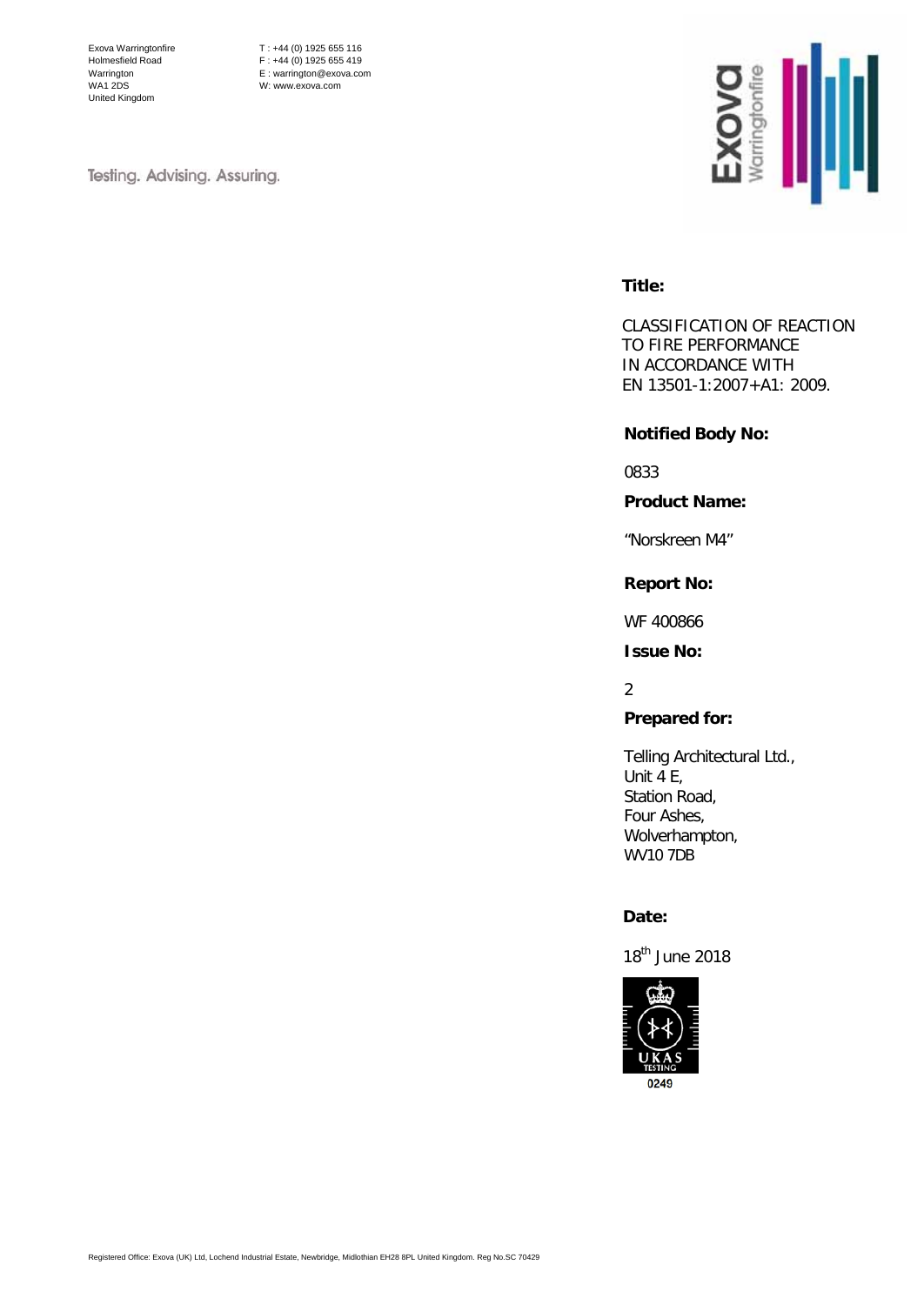Exova Warringtonfire
Holmesfield Road
Warrington
WA1 2DS
United Kingdom

T : +44 (0) 1925 655 116
F : +44 (0) 1925 655 419
E : warrington@exova.com
W: www.exova.com

Testing. Advising. Assuring.

**Title:**

CLASSIFICATION OF REACTION TO FIRE PERFORMANCE IN ACCORDANCE WITH EN 13501-1:2007+A1: 2009.

**Notified Body No:**

0833

**Product Name:**

"Norskreen M4"

**Report No:**

WF 400866

**Issue No:**

2

**Prepared for:**

Telling Architectural Ltd.,
Unit 4 E,
Station Road,
Four Ashes,
Wolverhampton,
WV10 7DB

**Date:**

18th June 2018

UKAS TESTING 0249

Registered Office: Exova (UK) Ltd, Lochend Industrial Estate, Newbridge, Midlothian EH28 8PL United Kingdom. Reg No.SC 70429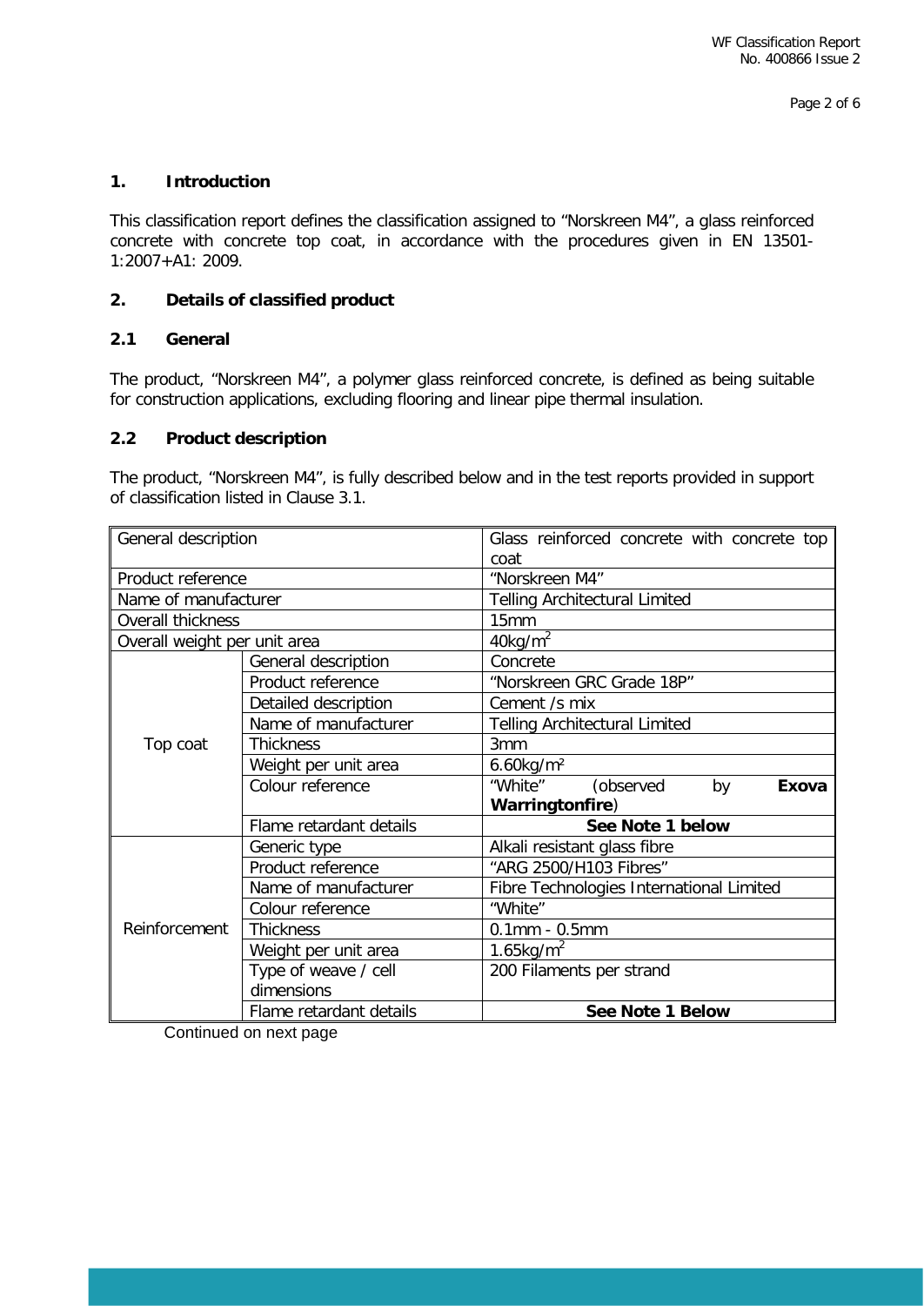## 1. Introduction

This classification report defines the classification assigned to "Norskreen M4", a glass reinforced concrete with concrete top coat, in accordance with the procedures given in EN 13501-1:2007+A1: 2009.

## 2. Details of classified product

### 2.1 General

The product, "Norskreen M4", a polymer glass reinforced concrete, is defined as being suitable for construction applications, excluding flooring and linear pipe thermal insulation.

### 2.2 Product description

The product, "Norskreen M4", is fully described below and in the test reports provided in support of classification listed in Clause 3.1.

| General description | | Glass reinforced concrete with concrete top coat |
|---|---|---|
| Product reference | | "Norskreen M4" |
| Name of manufacturer | | Telling Architectural Limited |
| Overall thickness | | 15mm |
| Overall weight per unit area | | $40kg/m^2$ |
| Top coat | General description | Concrete |
| | Product reference | "Norskreen GRC Grade 18P" |
| | Detailed description | Cement /s mix |
| | Name of manufacturer | Telling Architectural Limited |
| | Thickness | 3mm |
| | Weight per unit area | $6.60kg/m^2$ |
| | Colour reference | "White" (observed by **Exova Warringtonfire**) |
| | Flame retardant details | **See Note 1 below** |
| Reinforcement | Generic type | Alkali resistant glass fibre |
| | Product reference | "ARG 2500/H103 Fibres" |
| | Name of manufacturer | Fibre Technologies International Limited |
| | Colour reference | "White" |
| | Thickness | 0.1mm - 0.5mm |
| | Weight per unit area | $1.65kg/m^2$ |
| | Type of weave / cell dimensions | 200 Filaments per strand |
| | Flame retardant details | **See Note 1 Below** |

Continued on next page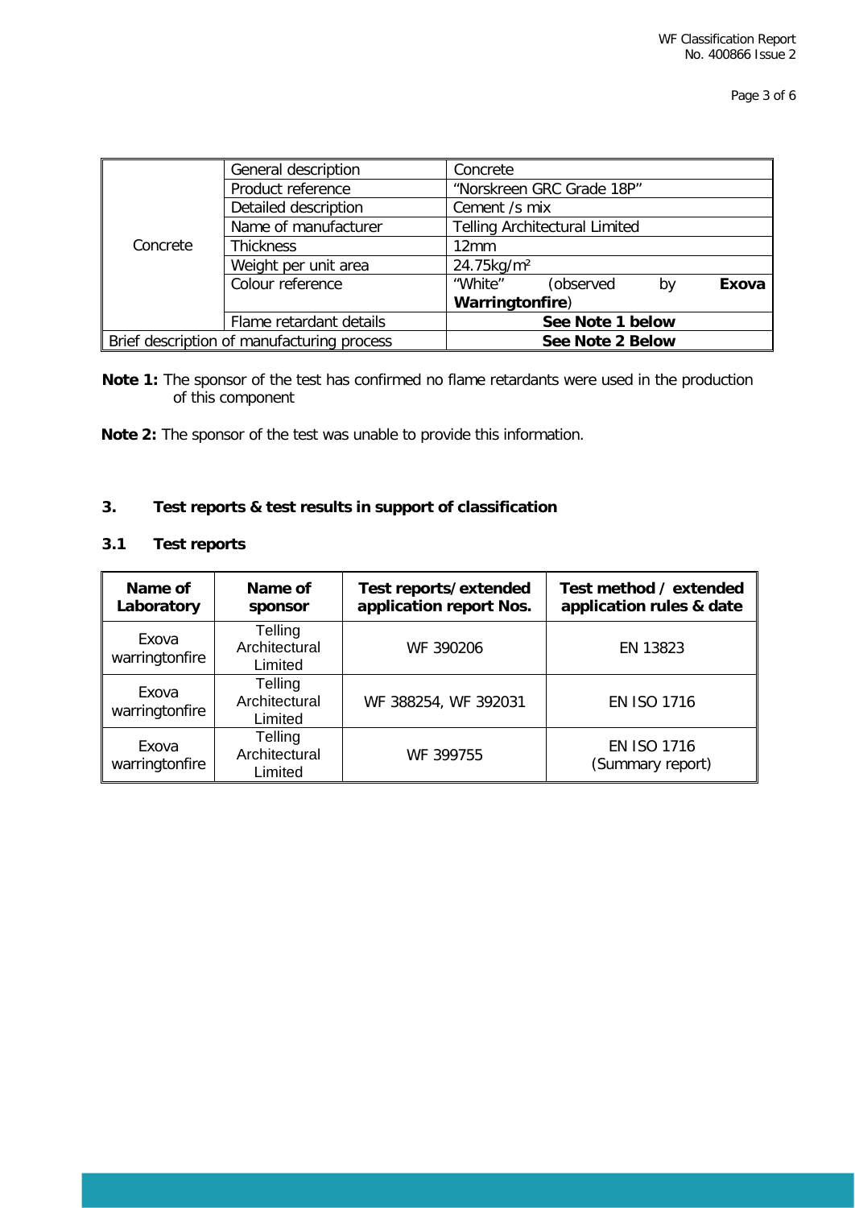| | | |
|---|---|---|
| Concrete | General description | Concrete |
| | Product reference | "Norskreen GRC Grade 18P" |
| | Detailed description | Cement /s mix |
| | Name of manufacturer | Telling Architectural Limited |
| | Thickness | 12mm |
| | Weight per unit area | 24.75kg/m² |
| | Colour reference | "White" (observed by **Exova Warringtonfire**) |
| | Flame retardant details | **See Note 1 below** |
| Brief description of manufacturing process | | **See Note 2 Below** |

**Note 1:** The sponsor of the test has confirmed no flame retardants were used in the production of this component

**Note 2:** The sponsor of the test was unable to provide this information.

## 3. Test reports & test results in support of classification

### 3.1 Test reports

| Name of Laboratory | Name of sponsor | Test reports/extended application report Nos. | Test method / extended application rules & date |
|---|---|---|---|
| Exova warringtonfire | Telling Architectural Limited | WF 390206 | EN 13823 |
| Exova warringtonfire | Telling Architectural Limited | WF 388254, WF 392031 | EN ISO 1716 |
| Exova warringtonfire | Telling Architectural Limited | WF 399755 | EN ISO 1716 (Summary report) |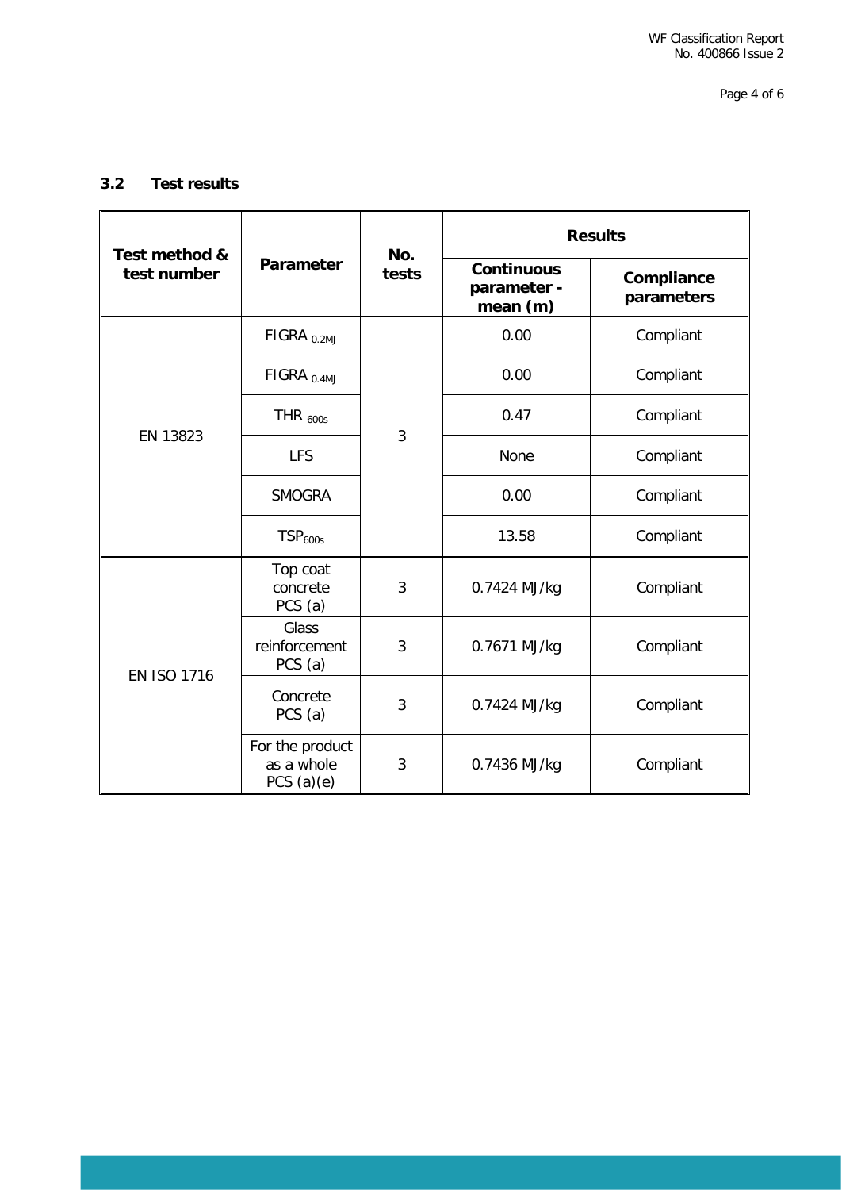### 3.2 Test results

| Test method & test number | Parameter | No. tests | Results | |
|---|---|---|---|---|
| | | | Continuous parameter - mean (m) | Compliance parameters |
| EN 13823 | $FIGRA_{0.2MJ}$ | 3 | 0.00 | Compliant |
| | $FIGRA_{0.4MJ}$ | | 0.00 | Compliant |
| | $THR_{600s}$ | | 0.47 | Compliant |
| | LFS | | None | Compliant |
| | SMOGRA | | 0.00 | Compliant |
| | $TSP_{600s}$ | | 13.58 | Compliant |
| EN ISO 1716 | Top coat concrete PCS (a) | 3 | 0.7424 MJ/kg | Compliant |
| | Glass reinforcement PCS (a) | 3 | 0.7671 MJ/kg | Compliant |
| | Concrete PCS (a) | 3 | 0.7424 MJ/kg | Compliant |
| | For the product as a whole PCS (a)(e) | 3 | 0.7436 MJ/kg | Compliant |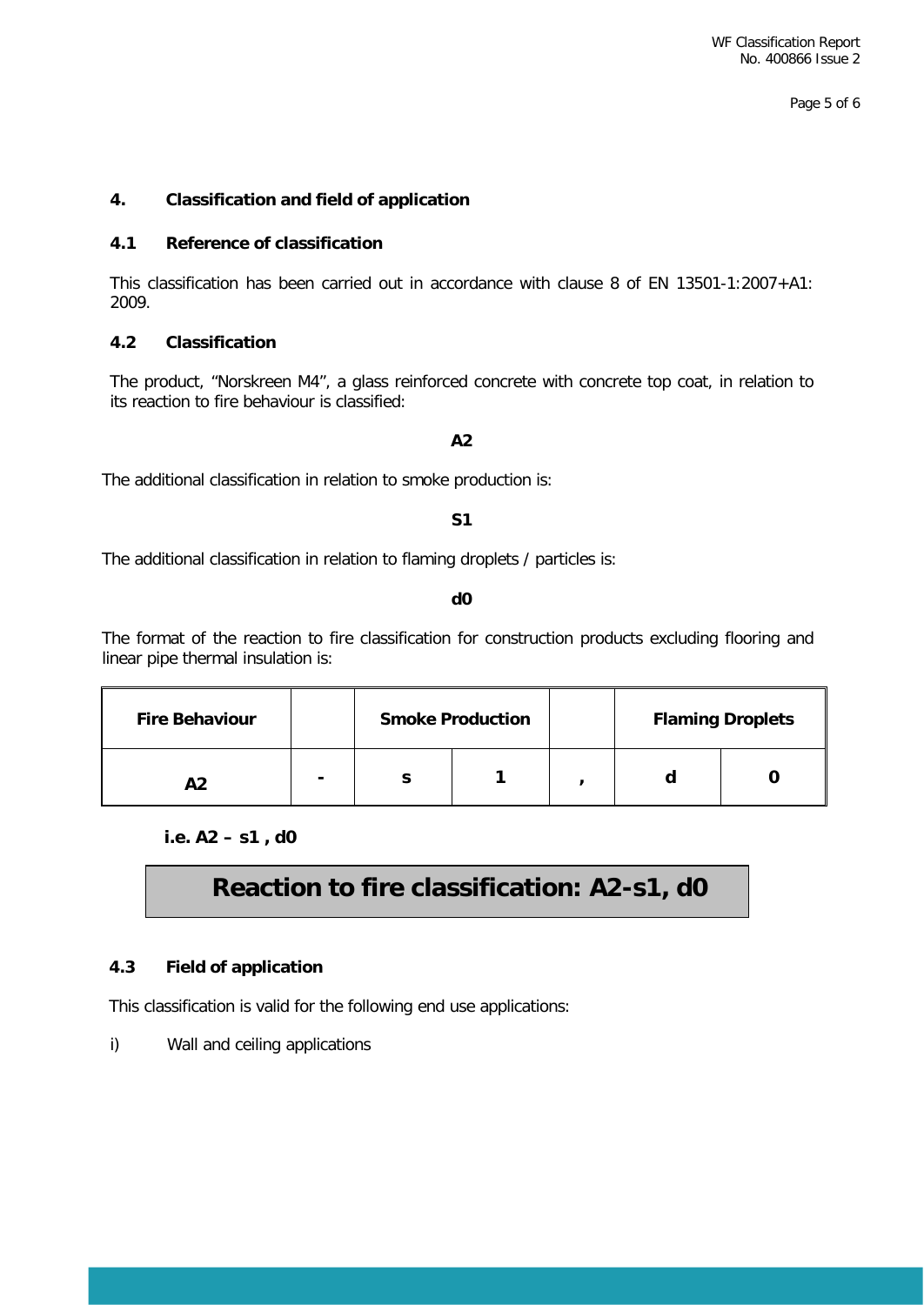## 4. Classification and field of application

### 4.1 Reference of classification

This classification has been carried out in accordance with clause 8 of EN 13501-1:2007+A1: 2009.

### 4.2 Classification

The product, "Norskreen M4", a glass reinforced concrete with concrete top coat, in relation to its reaction to fire behaviour is classified:

**A2**

The additional classification in relation to smoke production is:

**S1**

The additional classification in relation to flaming droplets / particles is:

**d0**

The format of the reaction to fire classification for construction products excluding flooring and linear pipe thermal insulation is:

| Fire Behaviour | | Smoke Production | | | Flaming Droplets | |
|---|---|---|---|---|---|---|
| A2 | - | s | 1 | , | d | 0 |

**i.e. A2 – s1 , d0**

**Reaction to fire classification: A2-s1, d0**

### 4.3 Field of application

This classification is valid for the following end use applications:

i) Wall and ceiling applications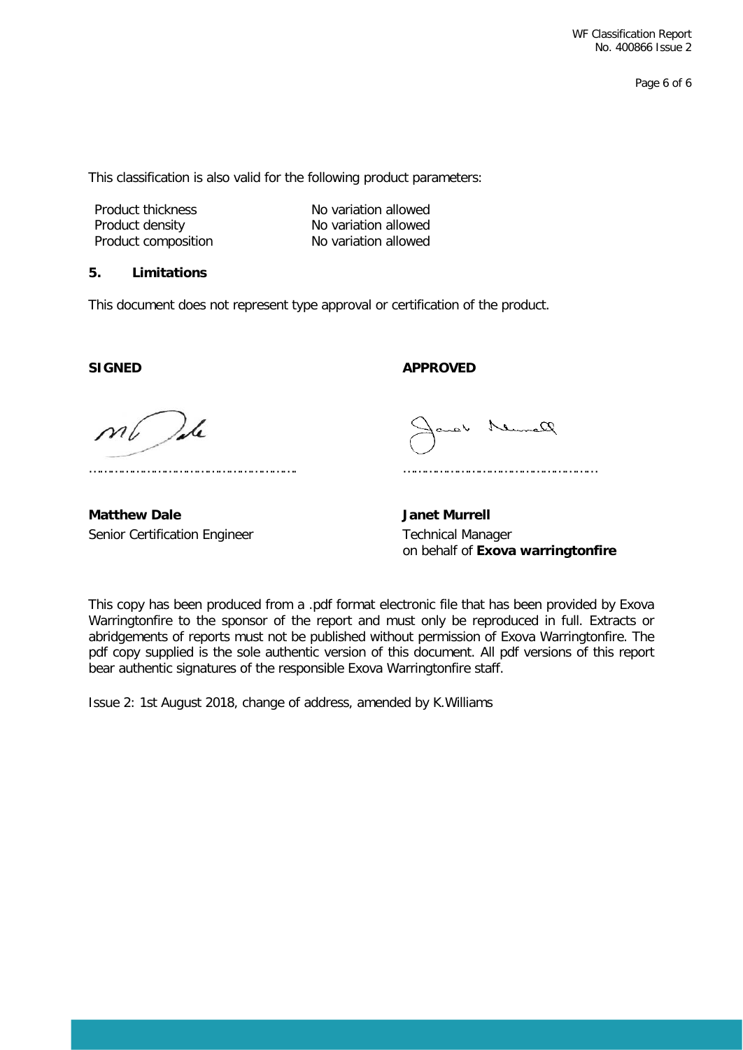This classification is also valid for the following product parameters:

| | |
|---|---|
| Product thickness | No variation allowed |
| Product density | No variation allowed |
| Product composition | No variation allowed |

## 5. Limitations

This document does not represent type approval or certification of the product.

**SIGNED**

……………………………………………

**Matthew Dale**
Senior Certification Engineer

**APPROVED**

……………………………………………

**Janet Murrell**
Technical Manager
on behalf of **Exova warringtonfire**

This copy has been produced from a .pdf format electronic file that has been provided by Exova Warringtonfire to the sponsor of the report and must only be reproduced in full. Extracts or abridgements of reports must not be published without permission of Exova Warringtonfire. The pdf copy supplied is the sole authentic version of this document. All pdf versions of this report bear authentic signatures of the responsible Exova Warringtonfire staff.

Issue 2: 1st August 2018, change of address, amended by K.Williams